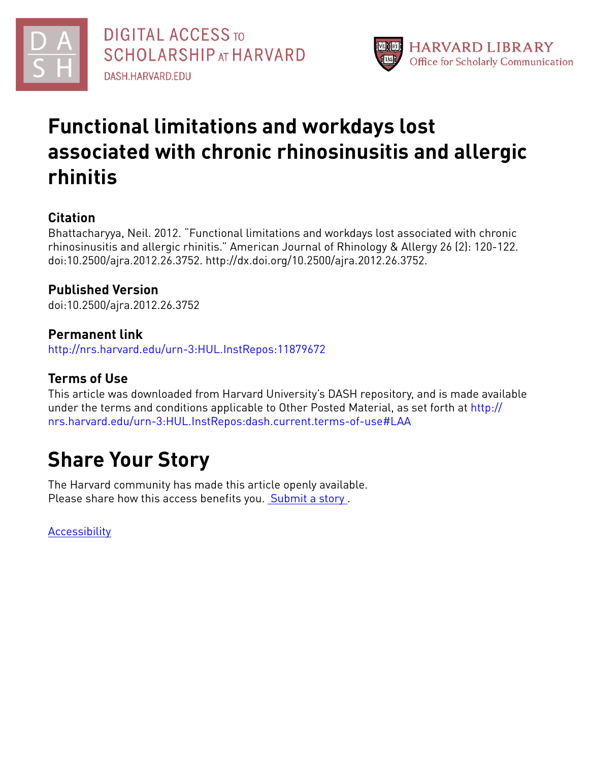DIGITAL ACCESS TO SCHOLARSHIP AT HARVARD

DASH.HARVARD.EDU

HARVARD LIBRARY
Office for Scholarly Communication

# Functional limitations and workdays lost associated with chronic rhinosinusitis and allergic rhinitis

## Citation

Bhattacharyya, Neil. 2012. "Functional limitations and workdays lost associated with chronic rhinosinusitis and allergic rhinitis." American Journal of Rhinology & Allergy 26 (2): 120-122. doi:10.2500/ajra.2012.26.3752. http://dx.doi.org/10.2500/ajra.2012.26.3752.

## Published Version

doi:10.2500/ajra.2012.26.3752

## Permanent link

http://nrs.harvard.edu/urn-3:HUL.InstRepos:11879672

## Terms of Use

This article was downloaded from Harvard University's DASH repository, and is made available under the terms and conditions applicable to Other Posted Material, as set forth at http://nrs.harvard.edu/urn-3:HUL.InstRepos:dash.current.terms-of-use#LAA

# Share Your Story

The Harvard community has made this article openly available.
Please share how this access benefits you. Submit a story .

Accessibility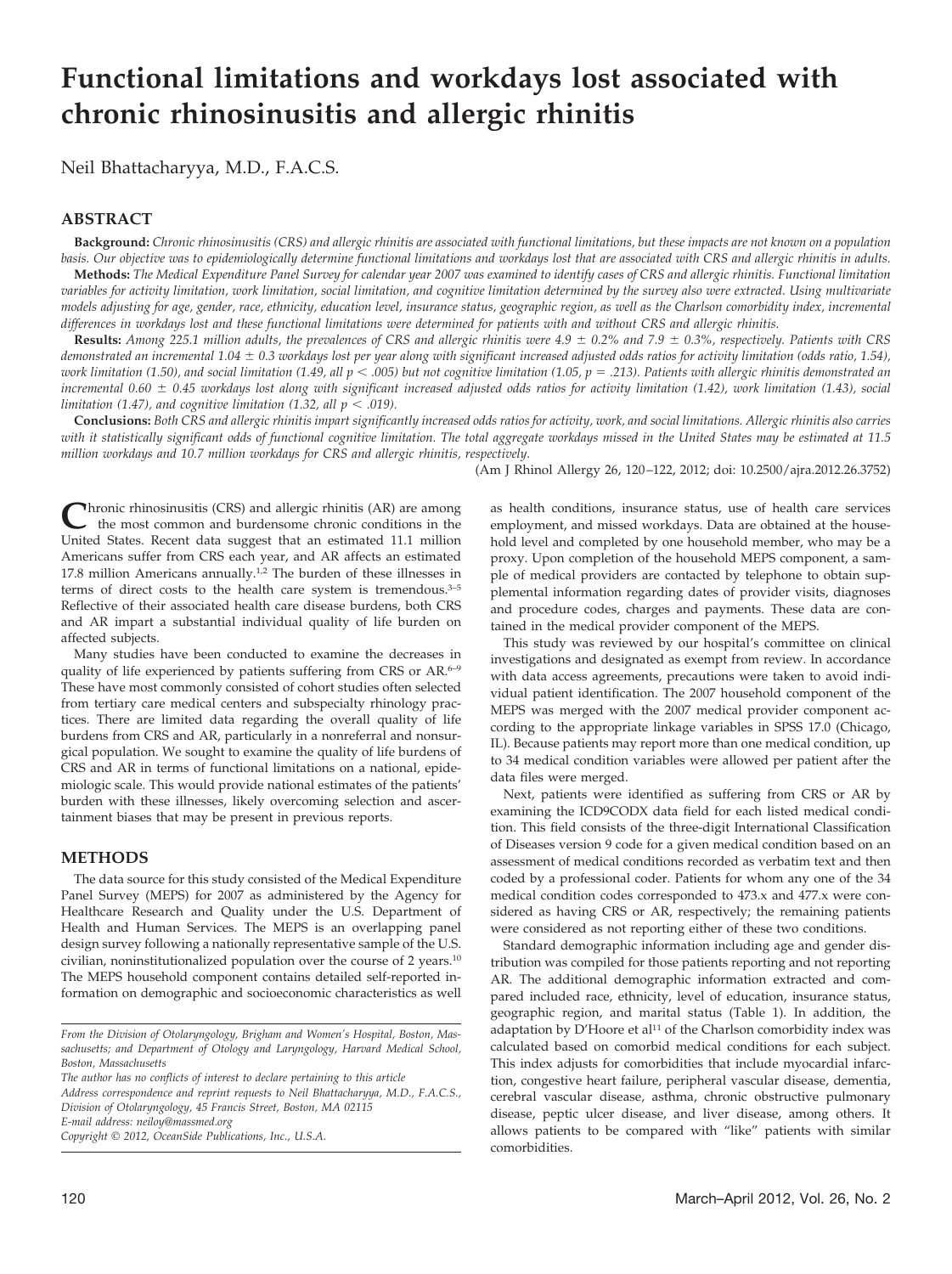# Functional limitations and workdays lost associated with chronic rhinosinusitis and allergic rhinitis

Neil Bhattacharyya, M.D., F.A.C.S.

## ABSTRACT

**Background:** *Chronic rhinosinusitis (CRS) and allergic rhinitis are associated with functional limitations, but these impacts are not known on a population basis. Our objective was to epidemiologically determine functional limitations and workdays lost that are associated with CRS and allergic rhinitis in adults.*

**Methods:** *The Medical Expenditure Panel Survey for calendar year 2007 was examined to identify cases of CRS and allergic rhinitis. Functional limitation variables for activity limitation, work limitation, social limitation, and cognitive limitation determined by the survey also were extracted. Using multivariate models adjusting for age, gender, race, ethnicity, education level, insurance status, geographic region, as well as the Charlson comorbidity index, incremental differences in workdays lost and these functional limitations were determined for patients with and without CRS and allergic rhinitis.*

**Results:** *Among 225.1 million adults, the prevalences of CRS and allergic rhinitis were 4.9 ± 0.2% and 7.9 ± 0.3%, respectively. Patients with CRS demonstrated an incremental 1.04 ± 0.3 workdays lost per year along with significant increased adjusted odds ratios for activity limitation (odds ratio, 1.54), work limitation (1.50), and social limitation (1.49, all $p < .005$) but not cognitive limitation (1.05, $p = .213$). Patients with allergic rhinitis demonstrated an incremental 0.60 ± 0.45 workdays lost along with significant increased adjusted odds ratios for activity limitation (1.42), work limitation (1.43), social limitation (1.47), and cognitive limitation (1.32, all $p < .019$).*

**Conclusions:** *Both CRS and allergic rhinitis impart significantly increased odds ratios for activity, work, and social limitations. Allergic rhinitis also carries with it statistically significant odds of functional cognitive limitation. The total aggregate workdays missed in the United States may be estimated at 11.5 million workdays and 10.7 million workdays for CRS and allergic rhinitis, respectively.*

(Am J Rhinol Allergy 26, 120–122, 2012; doi: 10.2500/ajra.2012.26.3752)

Chronic rhinosinusitis (CRS) and allergic rhinitis (AR) are among the most common and burdensome chronic conditions in the United States. Recent data suggest that an estimated 11.1 million Americans suffer from CRS each year, and AR affects an estimated 17.8 million Americans annually.[1,2] The burden of these illnesses in terms of direct costs to the health care system is tremendous.[3–5] Reflective of their associated health care disease burdens, both CRS and AR impart a substantial individual quality of life burden on affected subjects.

Many studies have been conducted to examine the decreases in quality of life experienced by patients suffering from CRS or AR.[6–9] These have most commonly consisted of cohort studies often selected from tertiary care medical centers and subspecialty rhinology practices. There are limited data regarding the overall quality of life burdens from CRS and AR, particularly in a nonreferral and nonsurgical population. We sought to examine the quality of life burdens of CRS and AR in terms of functional limitations on a national, epidemiologic scale. This would provide national estimates of the patients' burden with these illnesses, likely overcoming selection and ascertainment biases that may be present in previous reports.

## METHODS

The data source for this study consisted of the Medical Expenditure Panel Survey (MEPS) for 2007 as administered by the Agency for Healthcare Research and Quality under the U.S. Department of Health and Human Services. The MEPS is an overlapping panel design survey following a nationally representative sample of the U.S. civilian, noninstitutionalized population over the course of 2 years.[10] The MEPS household component contains detailed self-reported information on demographic and socioeconomic characteristics as well as health conditions, insurance status, use of health care services employment, and missed workdays. Data are obtained at the household level and completed by one household member, who may be a proxy. Upon completion of the household MEPS component, a sample of medical providers are contacted by telephone to obtain supplemental information regarding dates of provider visits, diagnoses and procedure codes, charges and payments. These data are contained in the medical provider component of the MEPS.

This study was reviewed by our hospital's committee on clinical investigations and designated as exempt from review. In accordance with data access agreements, precautions were taken to avoid individual patient identification. The 2007 household component of the MEPS was merged with the 2007 medical provider component according to the appropriate linkage variables in SPSS 17.0 (Chicago, IL). Because patients may report more than one medical condition, up to 34 medical condition variables were allowed per patient after the data files were merged.

Next, patients were identified as suffering from CRS or AR by examining the ICD9CODX data field for each listed medical condition. This field consists of the three-digit International Classification of Diseases version 9 code for a given medical condition based on an assessment of medical conditions recorded as verbatim text and then coded by a professional coder. Patients for whom any one of the 34 medical condition codes corresponded to 473.x and 477.x were considered as having CRS or AR, respectively; the remaining patients were considered as not reporting either of these two conditions.

Standard demographic information including age and gender distribution was compiled for those patients reporting and not reporting AR. The additional demographic information extracted and compared included race, ethnicity, level of education, insurance status, geographic region, and marital status (Table 1). In addition, the adaptation by D'Hoore et al[11] of the Charlson comorbidity index was calculated based on comorbid medical conditions for each subject. This index adjusts for comorbidities that include myocardial infarction, congestive heart failure, peripheral vascular disease, dementia, cerebral vascular disease, asthma, chronic obstructive pulmonary disease, peptic ulcer disease, and liver disease, among others. It allows patients to be compared with "like" patients with similar comorbidities.

*From the Division of Otolaryngology, Brigham and Women's Hospital, Boston, Massachusetts; and Department of Otology and Laryngology, Harvard Medical School, Boston, Massachusetts*

*The author has no conflicts of interest to declare pertaining to this article*

*Address correspondence and reprint requests to Neil Bhattacharyya, M.D., F.A.C.S., Division of Otolaryngology, 45 Francis Street, Boston, MA 02115*

*E-mail address: neiloy@massmed.org*

*Copyright © 2012, OceanSide Publications, Inc., U.S.A.*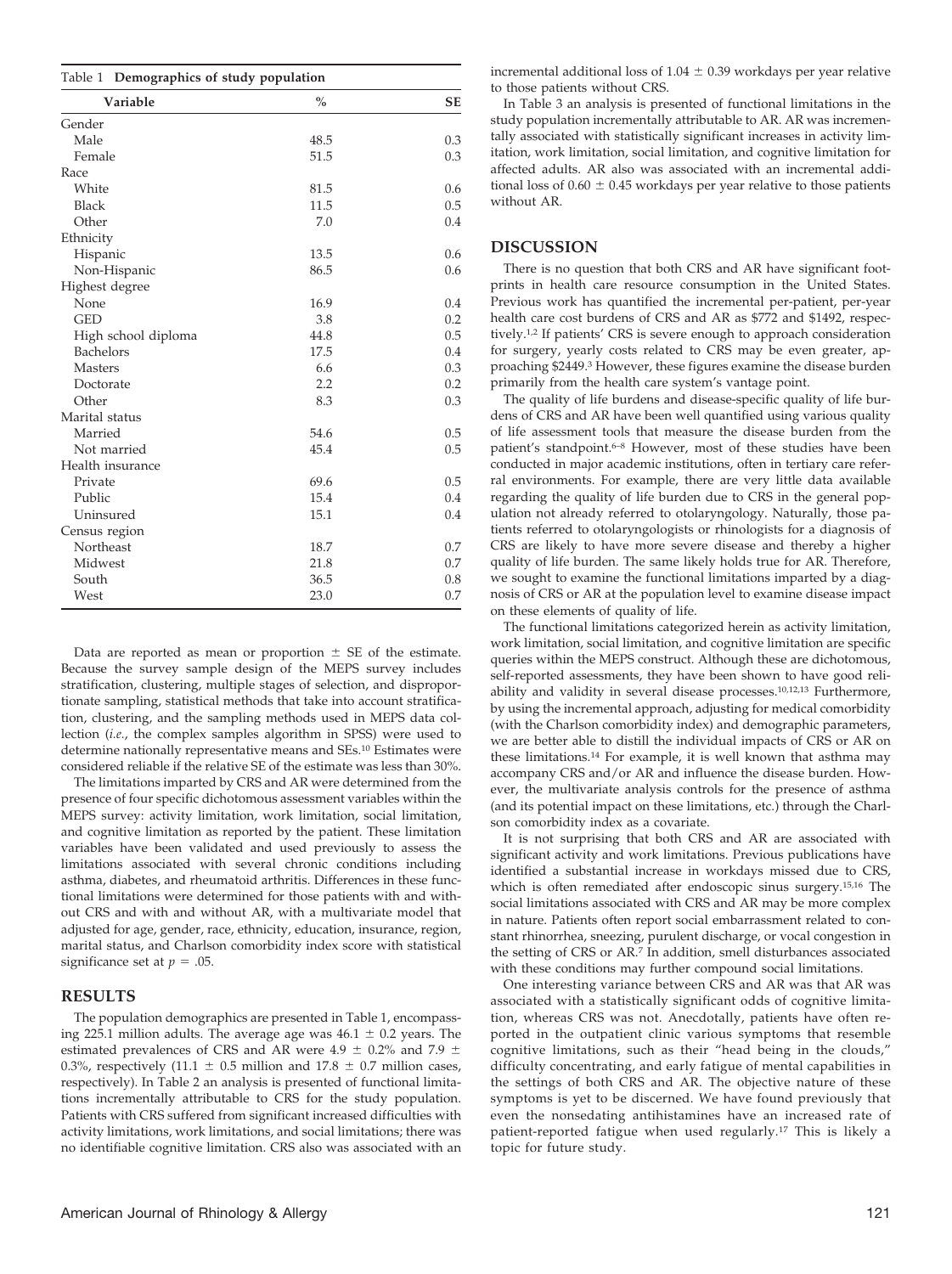Table 1 **Demographics of study population**

| Variable | % | SE |
|---|---|---|
| Gender | | |
| Male | 48.5 | 0.3 |
| Female | 51.5 | 0.3 |
| Race | | |
| White | 81.5 | 0.6 |
| Black | 11.5 | 0.5 |
| Other | 7.0 | 0.4 |
| Ethnicity | | |
| Hispanic | 13.5 | 0.6 |
| Non-Hispanic | 86.5 | 0.6 |
| Highest degree | | |
| None | 16.9 | 0.4 |
| GED | 3.8 | 0.2 |
| High school diploma | 44.8 | 0.5 |
| Bachelors | 17.5 | 0.4 |
| Masters | 6.6 | 0.3 |
| Doctorate | 2.2 | 0.2 |
| Other | 8.3 | 0.3 |
| Marital status | | |
| Married | 54.6 | 0.5 |
| Not married | 45.4 | 0.5 |
| Health insurance | | |
| Private | 69.6 | 0.5 |
| Public | 15.4 | 0.4 |
| Uninsured | 15.1 | 0.4 |
| Census region | | |
| Northeast | 18.7 | 0.7 |
| Midwest | 21.8 | 0.7 |
| South | 36.5 | 0.8 |
| West | 23.0 | 0.7 |

Data are reported as mean or proportion ± SE of the estimate. Because the survey sample design of the MEPS survey includes stratification, clustering, multiple stages of selection, and disproportionate sampling, statistical methods that take into account stratification, clustering, and the sampling methods used in MEPS data collection (*i.e.*, the complex samples algorithm in SPSS) were used to determine nationally representative means and SEs.[10] Estimates were considered reliable if the relative SE of the estimate was less than 30%.

The limitations imparted by CRS and AR were determined from the presence of four specific dichotomous assessment variables within the MEPS survey: activity limitation, work limitation, social limitation, and cognitive limitation as reported by the patient. These limitation variables have been validated and used previously to assess the limitations associated with several chronic conditions including asthma, diabetes, and rheumatoid arthritis. Differences in these functional limitations were determined for those patients with and without CRS and with and without AR, with a multivariate model that adjusted for age, gender, race, ethnicity, education, insurance, region, marital status, and Charlson comorbidity index score with statistical significance set at $p = .05$.

## RESULTS

The population demographics are presented in Table 1, encompassing 225.1 million adults. The average age was 46.1 ± 0.2 years. The estimated prevalences of CRS and AR were 4.9 ± 0.2% and 7.9 ± 0.3%, respectively (11.1 ± 0.5 million and 17.8 ± 0.7 million cases, respectively). In Table 2 an analysis is presented of functional limitations incrementally attributable to CRS for the study population. Patients with CRS suffered from significant increased difficulties with activity limitations, work limitations, and social limitations; there was no identifiable cognitive limitation. CRS also was associated with an incremental additional loss of 1.04 ± 0.39 workdays per year relative to those patients without CRS.

In Table 3 an analysis is presented of functional limitations in the study population incrementally attributable to AR. AR was incrementally associated with statistically significant increases in activity limitation, work limitation, social limitation, and cognitive limitation for affected adults. AR also was associated with an incremental additional loss of 0.60 ± 0.45 workdays per year relative to those patients without AR.

## DISCUSSION

There is no question that both CRS and AR have significant footprints in health care resource consumption in the United States. Previous work has quantified the incremental per-patient, per-year health care cost burdens of CRS and AR as $772 and $1492, respectively.[1,2] If patients' CRS is severe enough to approach consideration for surgery, yearly costs related to CRS may be even greater, approaching $2449.[3] However, these figures examine the disease burden primarily from the health care system's vantage point.

The quality of life burdens and disease-specific quality of life burdens of CRS and AR have been well quantified using various quality of life assessment tools that measure the disease burden from the patient's standpoint.[6–8] However, most of these studies have been conducted in major academic institutions, often in tertiary care referral environments. For example, there are very little data available regarding the quality of life burden due to CRS in the general population not already referred to otolaryngology. Naturally, those patients referred to otolaryngologists or rhinologists for a diagnosis of CRS are likely to have more severe disease and thereby a higher quality of life burden. The same likely holds true for AR. Therefore, we sought to examine the functional limitations imparted by a diagnosis of CRS or AR at the population level to examine disease impact on these elements of quality of life.

The functional limitations categorized herein as activity limitation, work limitation, social limitation, and cognitive limitation are specific queries within the MEPS construct. Although these are dichotomous, self-reported assessments, they have been shown to have good reliability and validity in several disease processes.[10,12,13] Furthermore, by using the incremental approach, adjusting for medical comorbidity (with the Charlson comorbidity index) and demographic parameters, we are better able to distill the individual impacts of CRS or AR on these limitations.[14] For example, it is well known that asthma may accompany CRS and/or AR and influence the disease burden. However, the multivariate analysis controls for the presence of asthma (and its potential impact on these limitations, etc.) through the Charlson comorbidity index as a covariate.

It is not surprising that both CRS and AR are associated with significant activity and work limitations. Previous publications have identified a substantial increase in workdays missed due to CRS, which is often remediated after endoscopic sinus surgery.[15,16] The social limitations associated with CRS and AR may be more complex in nature. Patients often report social embarrassment related to constant rhinorrhea, sneezing, purulent discharge, or vocal congestion in the setting of CRS or AR.[7] In addition, smell disturbances associated with these conditions may further compound social limitations.

One interesting variance between CRS and AR was that AR was associated with a statistically significant odds of cognitive limitation, whereas CRS was not. Anecdotally, patients have often reported in the outpatient clinic various symptoms that resemble cognitive limitations, such as their "head being in the clouds," difficulty concentrating, and early fatigue of mental capabilities in the settings of both CRS and AR. The objective nature of these symptoms is yet to be discerned. We have found previously that even the nonsedating antihistamines have an increased rate of patient-reported fatigue when used regularly.[17] This is likely a topic for future study.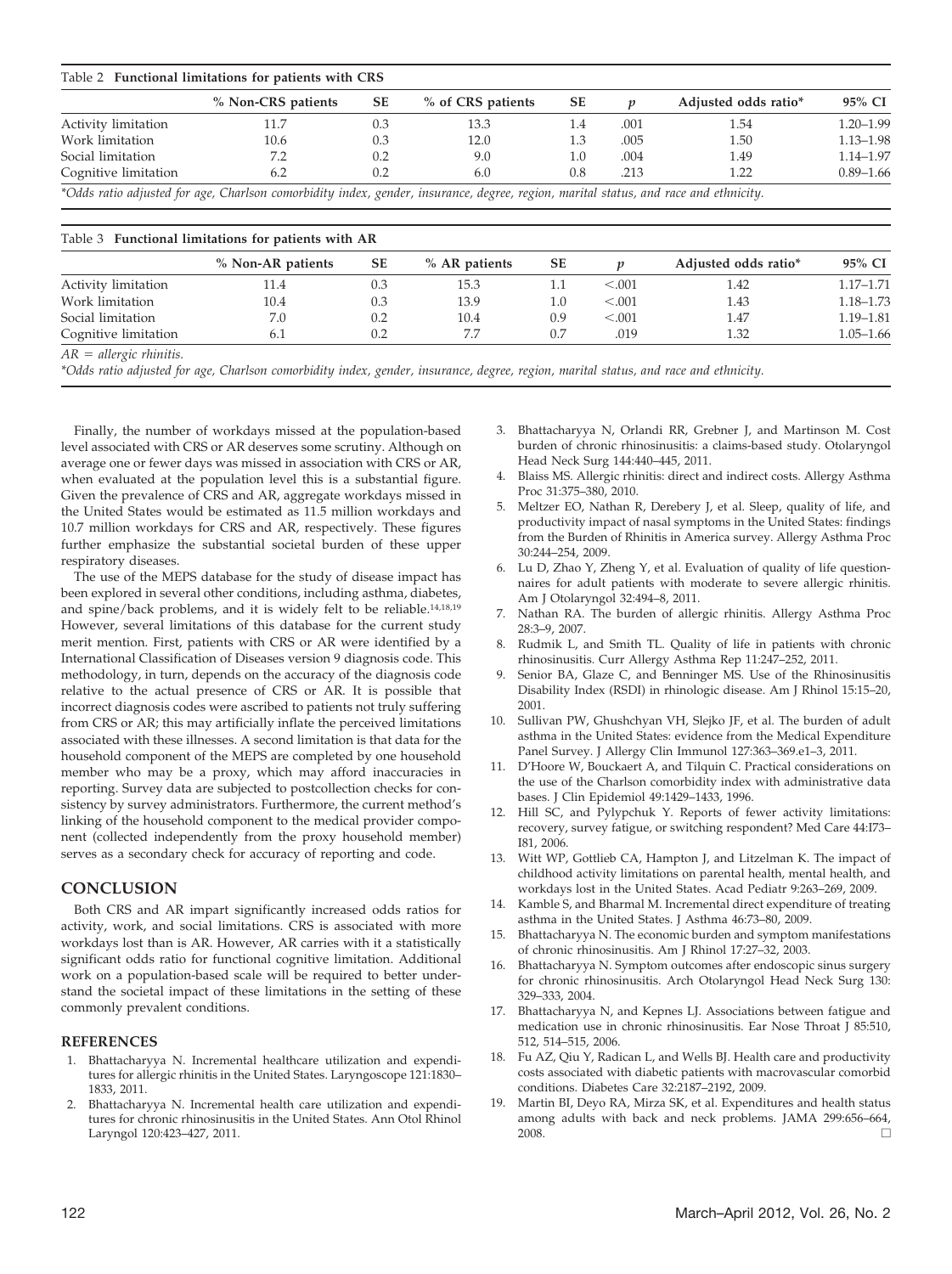Table 2 **Functional limitations for patients with CRS**

| | % Non-CRS patients | SE | % of CRS patients | SE | *p* | Adjusted odds ratio* | 95% CI |
|---|---|---|---|---|---|---|---|
| Activity limitation | 11.7 | 0.3 | 13.3 | 1.4 | .001 | 1.54 | 1.20–1.99 |
| Work limitation | 10.6 | 0.3 | 12.0 | 1.3 | .005 | 1.50 | 1.13–1.98 |
| Social limitation | 7.2 | 0.2 | 9.0 | 1.0 | .004 | 1.49 | 1.14–1.97 |
| Cognitive limitation | 6.2 | 0.2 | 6.0 | 0.8 | .213 | 1.22 | 0.89–1.66 |

*Odds ratio adjusted for age, Charlson comorbidity index, gender, insurance, degree, region, marital status, and race and ethnicity.

Table 3 **Functional limitations for patients with AR**

| | % Non-AR patients | SE | % AR patients | SE | *p* | Adjusted odds ratio* | 95% CI |
|---|---|---|---|---|---|---|---|
| Activity limitation | 11.4 | 0.3 | 15.3 | 1.1 | <.001 | 1.42 | 1.17–1.71 |
| Work limitation | 10.4 | 0.3 | 13.9 | 1.0 | <.001 | 1.43 | 1.18–1.73 |
| Social limitation | 7.0 | 0.2 | 10.4 | 0.9 | <.001 | 1.47 | 1.19–1.81 |
| Cognitive limitation | 6.1 | 0.2 | 7.7 | 0.7 | .019 | 1.32 | 1.05–1.66 |

*AR = allergic rhinitis.*

*Odds ratio adjusted for age, Charlson comorbidity index, gender, insurance, degree, region, marital status, and race and ethnicity.

Finally, the number of workdays missed at the population-based level associated with CRS or AR deserves some scrutiny. Although on average one or fewer days was missed in association with CRS or AR, when evaluated at the population level this is a substantial figure. Given the prevalence of CRS and AR, aggregate workdays missed in the United States would be estimated as 11.5 million workdays and 10.7 million workdays for CRS and AR, respectively. These figures further emphasize the substantial societal burden of these upper respiratory diseases.

The use of the MEPS database for the study of disease impact has been explored in several other conditions, including asthma, diabetes, and spine/back problems, and it is widely felt to be reliable.[14,18,19] However, several limitations of this database for the current study merit mention. First, patients with CRS or AR were identified by a International Classification of Diseases version 9 diagnosis code. This methodology, in turn, depends on the accuracy of the diagnosis code relative to the actual presence of CRS or AR. It is possible that incorrect diagnosis codes were ascribed to patients not truly suffering from CRS or AR; this may artificially inflate the perceived limitations associated with these illnesses. A second limitation is that data for the household component of the MEPS are completed by one household member who may be a proxy, which may afford inaccuracies in reporting. Survey data are subjected to postcollection checks for consistency by survey administrators. Furthermore, the current method's linking of the household component to the medical provider component (collected independently from the proxy household member) serves as a secondary check for accuracy of reporting and code.

## CONCLUSION

Both CRS and AR impart significantly increased odds ratios for activity, work, and social limitations. CRS is associated with more workdays lost than is AR. However, AR carries with it a statistically significant odds ratio for functional cognitive limitation. Additional work on a population-based scale will be required to better understand the societal impact of these limitations in the setting of these commonly prevalent conditions.

## REFERENCES

1. Bhattacharyya N. Incremental healthcare utilization and expenditures for allergic rhinitis in the United States. Laryngoscope 121:1830–1833, 2011.
2. Bhattacharyya N. Incremental health care utilization and expenditures for chronic rhinosinusitis in the United States. Ann Otol Rhinol Laryngol 120:423–427, 2011.
3. Bhattacharyya N, Orlandi RR, Grebner J, and Martinson M. Cost burden of chronic rhinosinusitis: a claims-based study. Otolaryngol Head Neck Surg 144:440–445, 2011.
4. Blaiss MS. Allergic rhinitis: direct and indirect costs. Allergy Asthma Proc 31:375–380, 2010.
5. Meltzer EO, Nathan R, Derebery J, et al. Sleep, quality of life, and productivity impact of nasal symptoms in the United States: findings from the Burden of Rhinitis in America survey. Allergy Asthma Proc 30:244–254, 2009.
6. Lu D, Zhao Y, Zheng Y, et al. Evaluation of quality of life questionnaires for adult patients with moderate to severe allergic rhinitis. Am J Otolaryngol 32:494–8, 2011.
7. Nathan RA. The burden of allergic rhinitis. Allergy Asthma Proc 28:3–9, 2007.
8. Rudmik L, and Smith TL. Quality of life in patients with chronic rhinosinusitis. Curr Allergy Asthma Rep 11:247–252, 2011.
9. Senior BA, Glaze C, and Benninger MS. Use of the Rhinosinusitis Disability Index (RSDI) in rhinologic disease. Am J Rhinol 15:15–20, 2001.
10. Sullivan PW, Ghushchyan VH, Slejko JF, et al. The burden of adult asthma in the United States: evidence from the Medical Expenditure Panel Survey. J Allergy Clin Immunol 127:363–369.e1–3, 2011.
11. D'Hoore W, Bouckaert A, and Tilquin C. Practical considerations on the use of the Charlson comorbidity index with administrative data bases. J Clin Epidemiol 49:1429–1433, 1996.
12. Hill SC, and Pylypchuk Y. Reports of fewer activity limitations: recovery, survey fatigue, or switching respondent? Med Care 44:I73–I81, 2006.
13. Witt WP, Gottlieb CA, Hampton J, and Litzelman K. The impact of childhood activity limitations on parental health, mental health, and workdays lost in the United States. Acad Pediatr 9:263–269, 2009.
14. Kamble S, and Bharmal M. Incremental direct expenditure of treating asthma in the United States. J Asthma 46:73–80, 2009.
15. Bhattacharyya N. The economic burden and symptom manifestations of chronic rhinosinusitis. Am J Rhinol 17:27–32, 2003.
16. Bhattacharyya N. Symptom outcomes after endoscopic sinus surgery for chronic rhinosinusitis. Arch Otolaryngol Head Neck Surg 130: 329–333, 2004.
17. Bhattacharyya N, and Kepnes LJ. Associations between fatigue and medication use in chronic rhinosinusitis. Ear Nose Throat J 85:510, 512, 514–515, 2006.
18. Fu AZ, Qiu Y, Radican L, and Wells BJ. Health care and productivity costs associated with diabetic patients with macrovascular comorbid conditions. Diabetes Care 32:2187–2192, 2009.
19. Martin BI, Deyo RA, Mirza SK, et al. Expenditures and health status among adults with back and neck problems. JAMA 299:656–664, 2008.